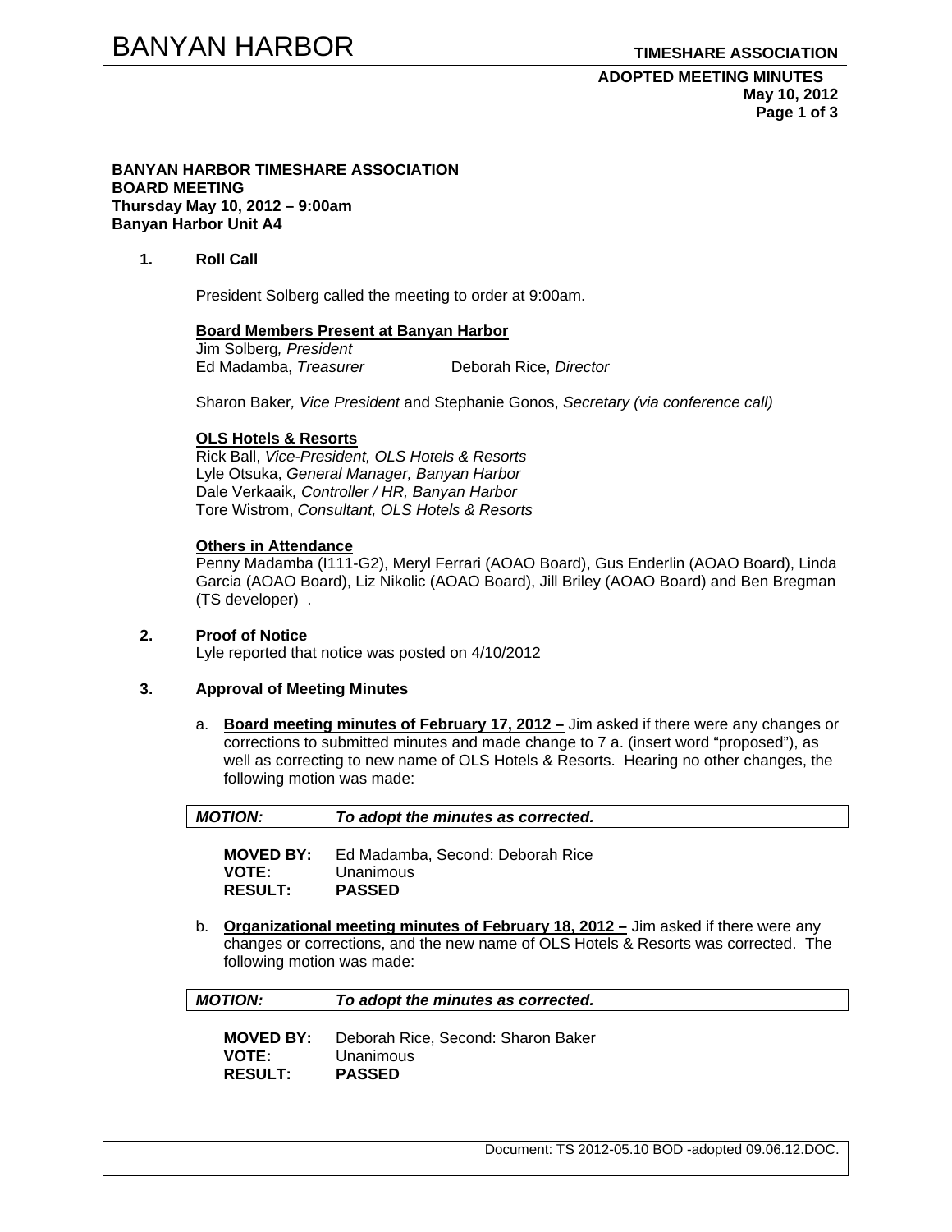**BANYAN HARBOR TIMESHARE ASSOCIATION**
**BOARD MEETING**
**Thursday May 10, 2012 – 9:00am**
**Banyan Harbor Unit A4**

## 1. Roll Call

President Solberg called the meeting to order at 9:00am.

**Board Members Present at Banyan Harbor**

Jim Solberg*, President*
Ed Madamba, *Treasurer* Deborah Rice, *Director*

Sharon Baker*, Vice President* and Stephanie Gonos, *Secretary (via conference call)*

**OLS Hotels & Resorts**

Rick Ball, *Vice-President, OLS Hotels & Resorts*
Lyle Otsuka, *General Manager, Banyan Harbor*
Dale Verkaaik*, Controller / HR, Banyan Harbor*
Tore Wistrom, *Consultant, OLS Hotels & Resorts*

**Others in Attendance**

Penny Madamba (I111-G2), Meryl Ferrari (AOAO Board), Gus Enderlin (AOAO Board), Linda Garcia (AOAO Board), Liz Nikolic (AOAO Board), Jill Briley (AOAO Board) and Ben Bregman (TS developer) .

## 2. Proof of Notice

Lyle reported that notice was posted on 4/10/2012

## 3. Approval of Meeting Minutes

a. **Board meeting minutes of February 17, 2012 –** Jim asked if there were any changes or corrections to submitted minutes and made change to 7 a. (insert word "proposed"), as well as correcting to new name of OLS Hotels & Resorts. Hearing no other changes, the following motion was made:

| ***MOTION:*** | ***To adopt the minutes as corrected.*** |
|---|---|

**MOVED BY:** Ed Madamba, Second: Deborah Rice
**VOTE:** Unanimous
**RESULT:** **PASSED**

b. **Organizational meeting minutes of February 18, 2012 –** Jim asked if there were any changes or corrections, and the new name of OLS Hotels & Resorts was corrected. The following motion was made:

| ***MOTION:*** | ***To adopt the minutes as corrected.*** |
|---|---|

**MOVED BY:** Deborah Rice, Second: Sharon Baker
**VOTE:** Unanimous
**RESULT:** **PASSED**

Document: TS 2012-05.10 BOD -adopted 09.06.12.DOC.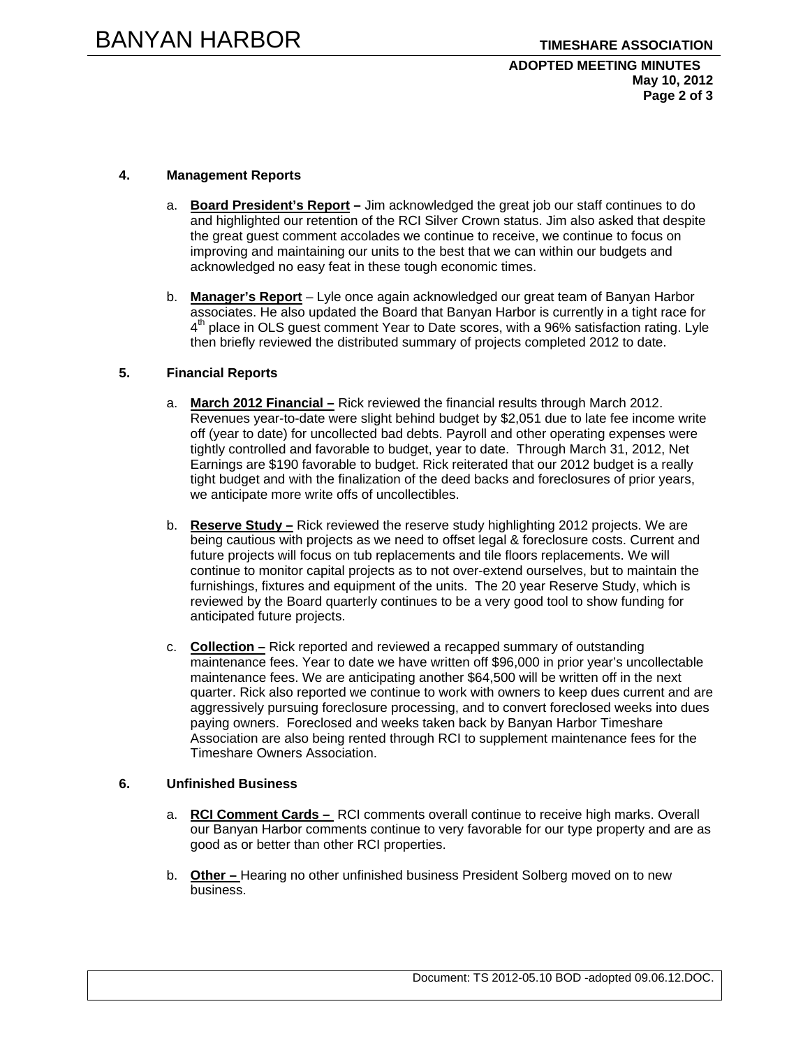## 4. Management Reports

a. **Board President's Report –** Jim acknowledged the great job our staff continues to do and highlighted our retention of the RCI Silver Crown status. Jim also asked that despite the great guest comment accolades we continue to receive, we continue to focus on improving and maintaining our units to the best that we can within our budgets and acknowledged no easy feat in these tough economic times.

b. **Manager's Report** – Lyle once again acknowledged our great team of Banyan Harbor associates. He also updated the Board that Banyan Harbor is currently in a tight race for 4th place in OLS guest comment Year to Date scores, with a 96% satisfaction rating. Lyle then briefly reviewed the distributed summary of projects completed 2012 to date.

## 5. Financial Reports

a. **March 2012 Financial –** Rick reviewed the financial results through March 2012. Revenues year-to-date were slight behind budget by $2,051 due to late fee income write off (year to date) for uncollected bad debts. Payroll and other operating expenses were tightly controlled and favorable to budget, year to date. Through March 31, 2012, Net Earnings are $190 favorable to budget. Rick reiterated that our 2012 budget is a really tight budget and with the finalization of the deed backs and foreclosures of prior years, we anticipate more write offs of uncollectibles.

b. **Reserve Study –** Rick reviewed the reserve study highlighting 2012 projects. We are being cautious with projects as we need to offset legal & foreclosure costs. Current and future projects will focus on tub replacements and tile floors replacements. We will continue to monitor capital projects as to not over-extend ourselves, but to maintain the furnishings, fixtures and equipment of the units. The 20 year Reserve Study, which is reviewed by the Board quarterly continues to be a very good tool to show funding for anticipated future projects.

c. **Collection –** Rick reported and reviewed a recapped summary of outstanding maintenance fees. Year to date we have written off $96,000 in prior year's uncollectable maintenance fees. We are anticipating another $64,500 will be written off in the next quarter. Rick also reported we continue to work with owners to keep dues current and are aggressively pursuing foreclosure processing, and to convert foreclosed weeks into dues paying owners. Foreclosed and weeks taken back by Banyan Harbor Timeshare Association are also being rented through RCI to supplement maintenance fees for the Timeshare Owners Association.

## 6. Unfinished Business

a. **RCI Comment Cards –** RCI comments overall continue to receive high marks. Overall our Banyan Harbor comments continue to very favorable for our type property and are as good as or better than other RCI properties.

b. **Other –** Hearing no other unfinished business President Solberg moved on to new business.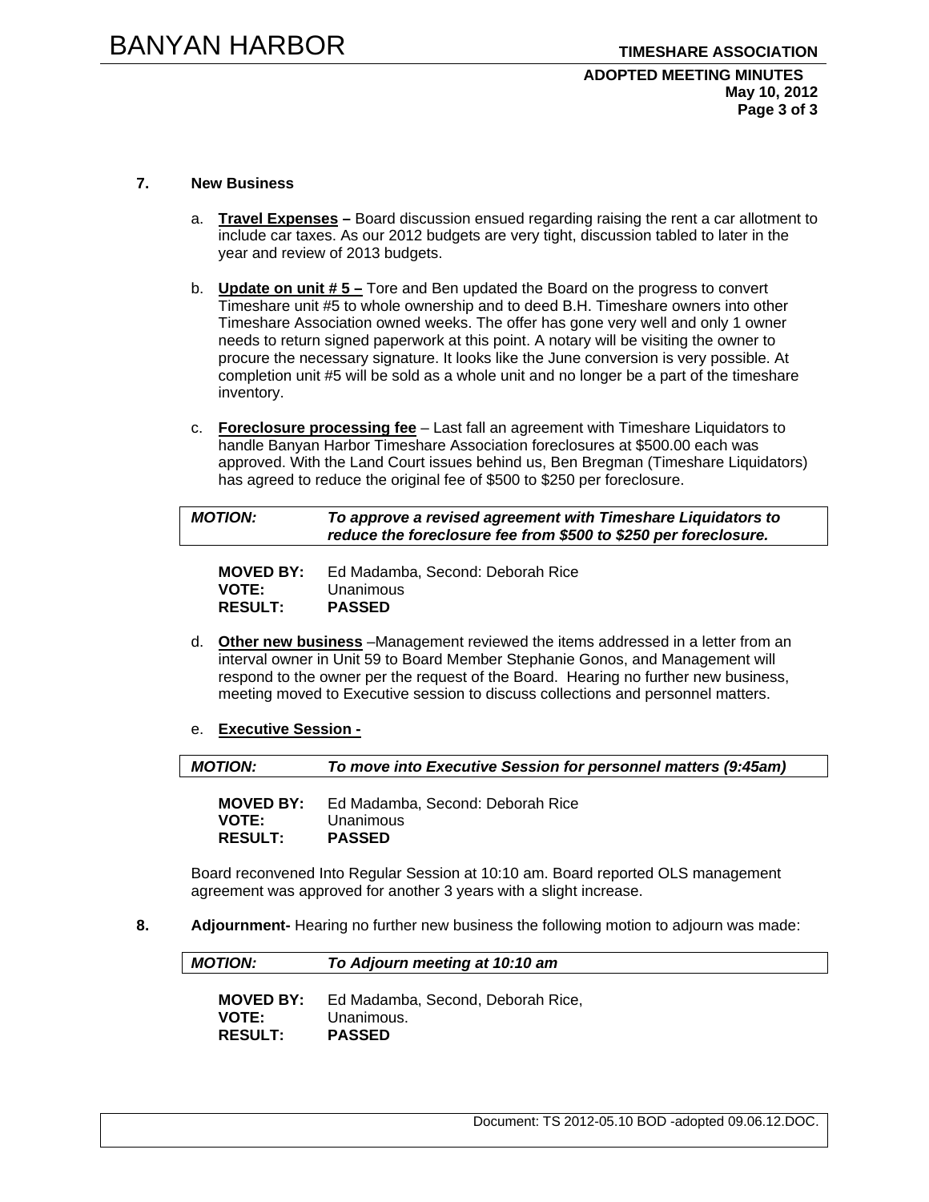**7. New Business**

a. **Travel Expenses –** Board discussion ensued regarding raising the rent a car allotment to include car taxes. As our 2012 budgets are very tight, discussion tabled to later in the year and review of 2013 budgets.

b. **Update on unit # 5 –** Tore and Ben updated the Board on the progress to convert Timeshare unit #5 to whole ownership and to deed B.H. Timeshare owners into other Timeshare Association owned weeks. The offer has gone very well and only 1 owner needs to return signed paperwork at this point. A notary will be visiting the owner to procure the necessary signature. It looks like the June conversion is very possible. At completion unit #5 will be sold as a whole unit and no longer be a part of the timeshare inventory.

c. **Foreclosure processing fee** – Last fall an agreement with Timeshare Liquidators to handle Banyan Harbor Timeshare Association foreclosures at $500.00 each was approved. With the Land Court issues behind us, Ben Bregman (Timeshare Liquidators) has agreed to reduce the original fee of $500 to $250 per foreclosure.

***MOTION:*** ***To approve a revised agreement with Timeshare Liquidators to reduce the foreclosure fee from $500 to $250 per foreclosure.***

**MOVED BY:** Ed Madamba, Second: Deborah Rice
**VOTE:** Unanimous
**RESULT:** **PASSED**

d. **Other new business** –Management reviewed the items addressed in a letter from an interval owner in Unit 59 to Board Member Stephanie Gonos, and Management will respond to the owner per the request of the Board. Hearing no further new business, meeting moved to Executive session to discuss collections and personnel matters.

e. **Executive Session -**

***MOTION:*** ***To move into Executive Session for personnel matters (9:45am)***

**MOVED BY:** Ed Madamba, Second: Deborah Rice
**VOTE:** Unanimous
**RESULT:** **PASSED**

Board reconvened Into Regular Session at 10:10 am. Board reported OLS management agreement was approved for another 3 years with a slight increase.

**8. Adjournment-** Hearing no further new business the following motion to adjourn was made:

***MOTION:*** ***To Adjourn meeting at 10:10 am***

**MOVED BY:** Ed Madamba, Second, Deborah Rice,
**VOTE:** Unanimous.
**RESULT:** **PASSED**